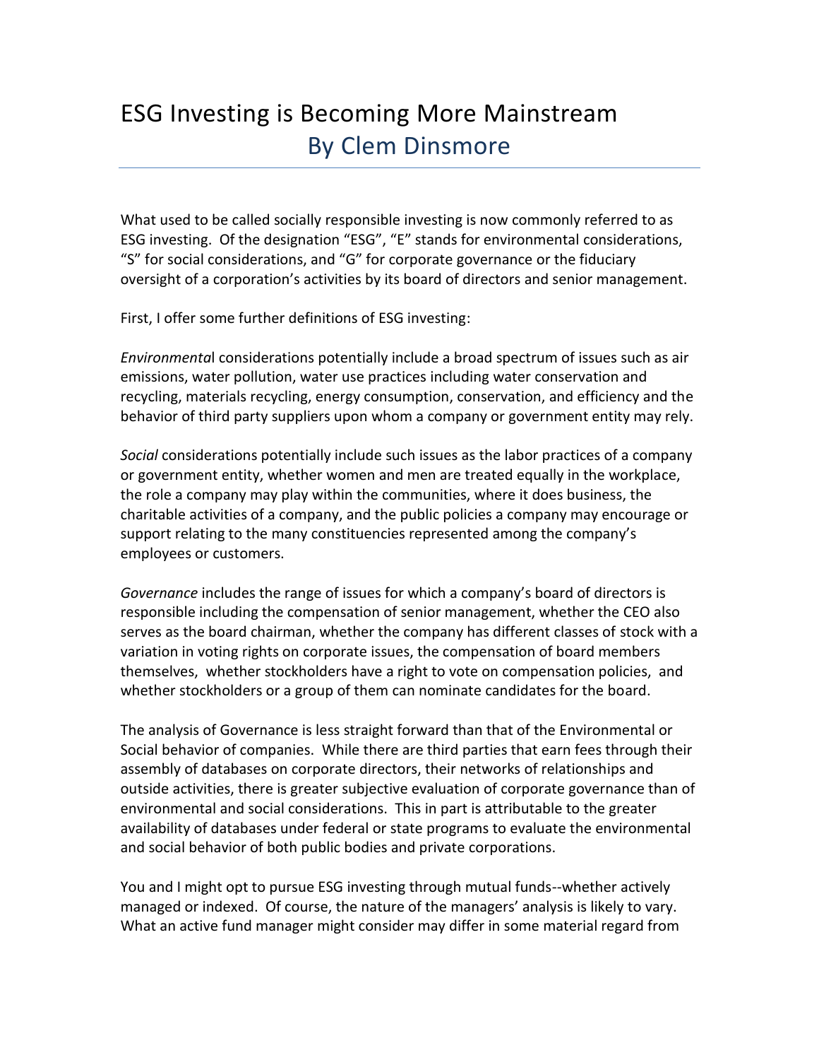# ESG Investing is Becoming More Mainstream
## By Clem Dinsmore

What used to be called socially responsible investing is now commonly referred to as ESG investing. Of the designation "ESG", "E" stands for environmental considerations, "S" for social considerations, and "G" for corporate governance or the fiduciary oversight of a corporation's activities by its board of directors and senior management.

First, I offer some further definitions of ESG investing:

*Environmental* considerations potentially include a broad spectrum of issues such as air emissions, water pollution, water use practices including water conservation and recycling, materials recycling, energy consumption, conservation, and efficiency and the behavior of third party suppliers upon whom a company or government entity may rely.

*Social* considerations potentially include such issues as the labor practices of a company or government entity, whether women and men are treated equally in the workplace, the role a company may play within the communities, where it does business, the charitable activities of a company, and the public policies a company may encourage or support relating to the many constituencies represented among the company's employees or customers.

*Governance* includes the range of issues for which a company's board of directors is responsible including the compensation of senior management, whether the CEO also serves as the board chairman, whether the company has different classes of stock with a variation in voting rights on corporate issues, the compensation of board members themselves, whether stockholders have a right to vote on compensation policies, and whether stockholders or a group of them can nominate candidates for the board.

The analysis of Governance is less straight forward than that of the Environmental or Social behavior of companies. While there are third parties that earn fees through their assembly of databases on corporate directors, their networks of relationships and outside activities, there is greater subjective evaluation of corporate governance than of environmental and social considerations. This in part is attributable to the greater availability of databases under federal or state programs to evaluate the environmental and social behavior of both public bodies and private corporations.

You and I might opt to pursue ESG investing through mutual funds--whether actively managed or indexed. Of course, the nature of the managers' analysis is likely to vary. What an active fund manager might consider may differ in some material regard from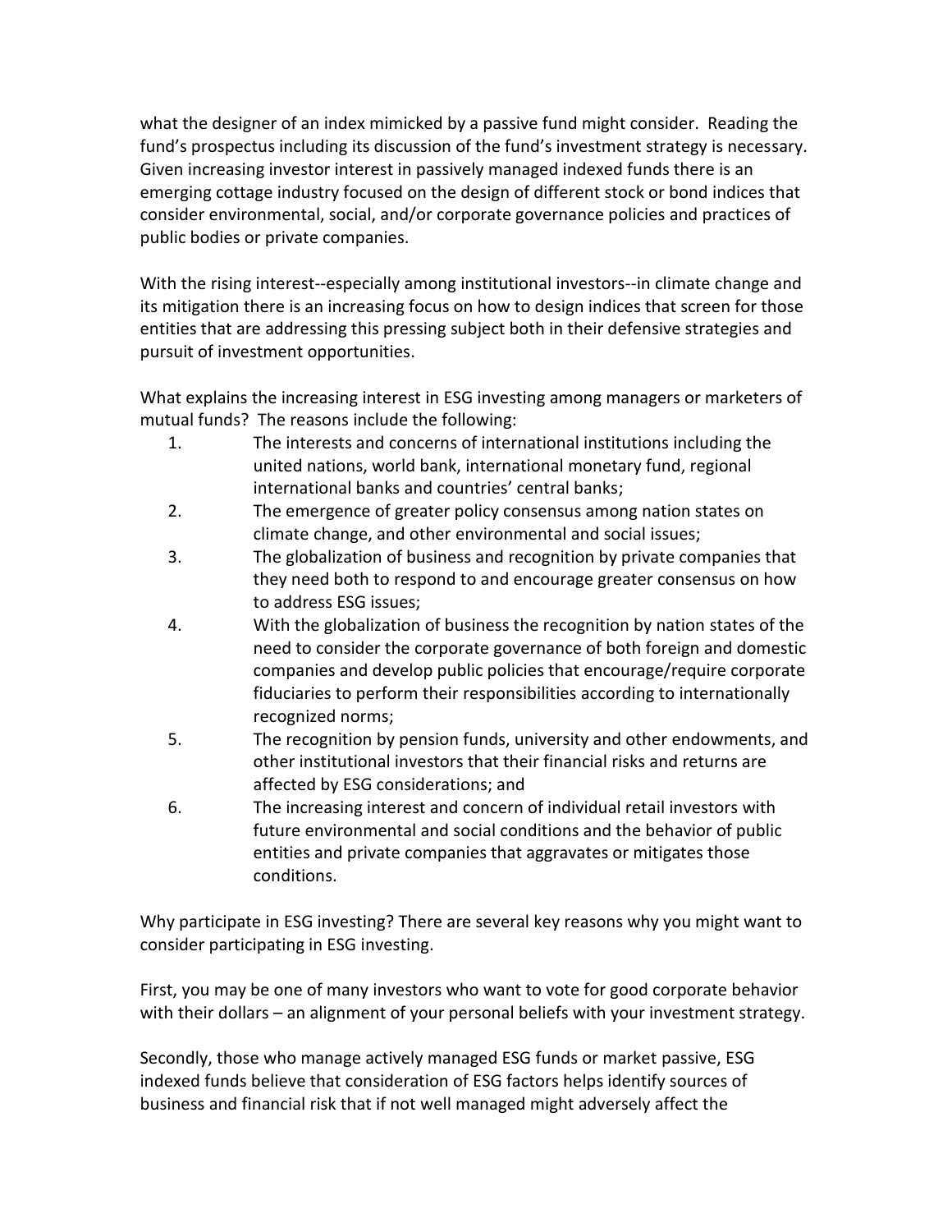what the designer of an index mimicked by a passive fund might consider. Reading the fund's prospectus including its discussion of the fund's investment strategy is necessary. Given increasing investor interest in passively managed indexed funds there is an emerging cottage industry focused on the design of different stock or bond indices that consider environmental, social, and/or corporate governance policies and practices of public bodies or private companies.

With the rising interest--especially among institutional investors--in climate change and its mitigation there is an increasing focus on how to design indices that screen for those entities that are addressing this pressing subject both in their defensive strategies and pursuit of investment opportunities.

What explains the increasing interest in ESG investing among managers or marketers of mutual funds? The reasons include the following:

1. The interests and concerns of international institutions including the united nations, world bank, international monetary fund, regional international banks and countries' central banks;
2. The emergence of greater policy consensus among nation states on climate change, and other environmental and social issues;
3. The globalization of business and recognition by private companies that they need both to respond to and encourage greater consensus on how to address ESG issues;
4. With the globalization of business the recognition by nation states of the need to consider the corporate governance of both foreign and domestic companies and develop public policies that encourage/require corporate fiduciaries to perform their responsibilities according to internationally recognized norms;
5. The recognition by pension funds, university and other endowments, and other institutional investors that their financial risks and returns are affected by ESG considerations; and
6. The increasing interest and concern of individual retail investors with future environmental and social conditions and the behavior of public entities and private companies that aggravates or mitigates those conditions.

Why participate in ESG investing? There are several key reasons why you might want to consider participating in ESG investing.

First, you may be one of many investors who want to vote for good corporate behavior with their dollars – an alignment of your personal beliefs with your investment strategy.

Secondly, those who manage actively managed ESG funds or market passive, ESG indexed funds believe that consideration of ESG factors helps identify sources of business and financial risk that if not well managed might adversely affect the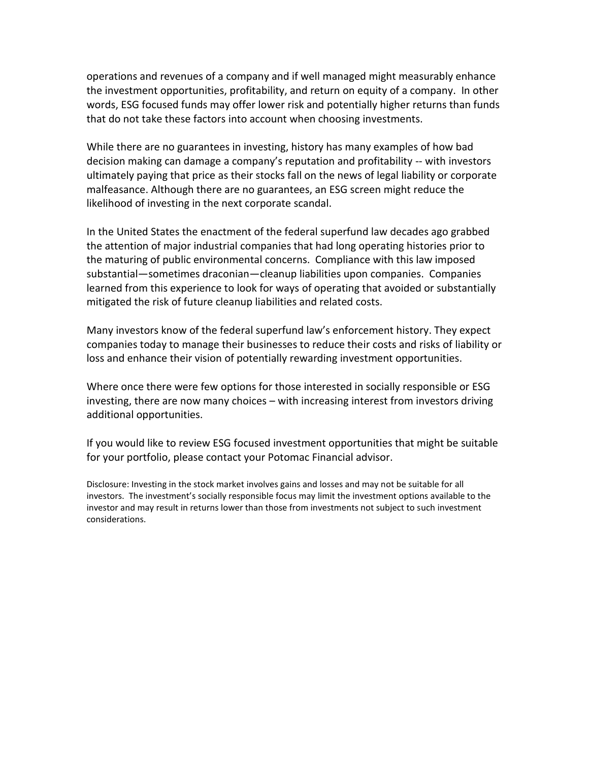operations and revenues of a company and if well managed might measurably enhance the investment opportunities, profitability, and return on equity of a company. In other words, ESG focused funds may offer lower risk and potentially higher returns than funds that do not take these factors into account when choosing investments.

While there are no guarantees in investing, history has many examples of how bad decision making can damage a company's reputation and profitability -- with investors ultimately paying that price as their stocks fall on the news of legal liability or corporate malfeasance. Although there are no guarantees, an ESG screen might reduce the likelihood of investing in the next corporate scandal.

In the United States the enactment of the federal superfund law decades ago grabbed the attention of major industrial companies that had long operating histories prior to the maturing of public environmental concerns. Compliance with this law imposed substantial—sometimes draconian—cleanup liabilities upon companies. Companies learned from this experience to look for ways of operating that avoided or substantially mitigated the risk of future cleanup liabilities and related costs.

Many investors know of the federal superfund law's enforcement history. They expect companies today to manage their businesses to reduce their costs and risks of liability or loss and enhance their vision of potentially rewarding investment opportunities.

Where once there were few options for those interested in socially responsible or ESG investing, there are now many choices – with increasing interest from investors driving additional opportunities.

If you would like to review ESG focused investment opportunities that might be suitable for your portfolio, please contact your Potomac Financial advisor.

Disclosure: Investing in the stock market involves gains and losses and may not be suitable for all investors. The investment's socially responsible focus may limit the investment options available to the investor and may result in returns lower than those from investments not subject to such investment considerations.